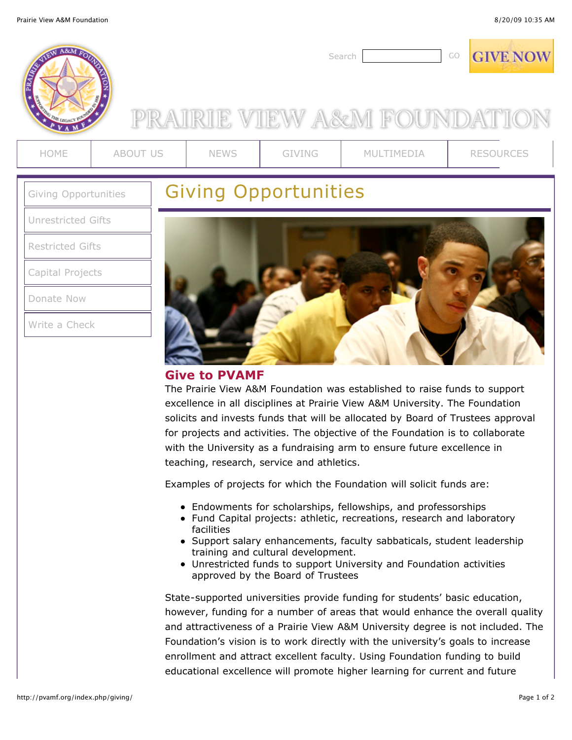Search GO GIVE NOW

# PRAIRIE VIEW A&M FOUNDATION

HOME | ABOUT US | NEWS | GIVING | MULTIMEDIA | RESOURCES

- Giving Opportunities
- Unrestricted Gifts
- Restricted Gifts
- Capital Projects
- Donate Now
- Write a Check

# Giving Opportunities

## Give to PVAMF

The Prairie View A&M Foundation was established to raise funds to support excellence in all disciplines at Prairie View A&M University. The Foundation solicits and invests funds that will be allocated by Board of Trustees approval for projects and activities. The objective of the Foundation is to collaborate with the University as a fundraising arm to ensure future excellence in teaching, research, service and athletics.

Examples of projects for which the Foundation will solicit funds are:

- Endowments for scholarships, fellowships, and professorships
- Fund Capital projects: athletic, recreations, research and laboratory facilities
- Support salary enhancements, faculty sabbaticals, student leadership training and cultural development.
- Unrestricted funds to support University and Foundation activities approved by the Board of Trustees

State-supported universities provide funding for students' basic education, however, funding for a number of areas that would enhance the overall quality and attractiveness of a Prairie View A&M University degree is not included. The Foundation's vision is to work directly with the university's goals to increase enrollment and attract excellent faculty. Using Foundation funding to build educational excellence will promote higher learning for current and future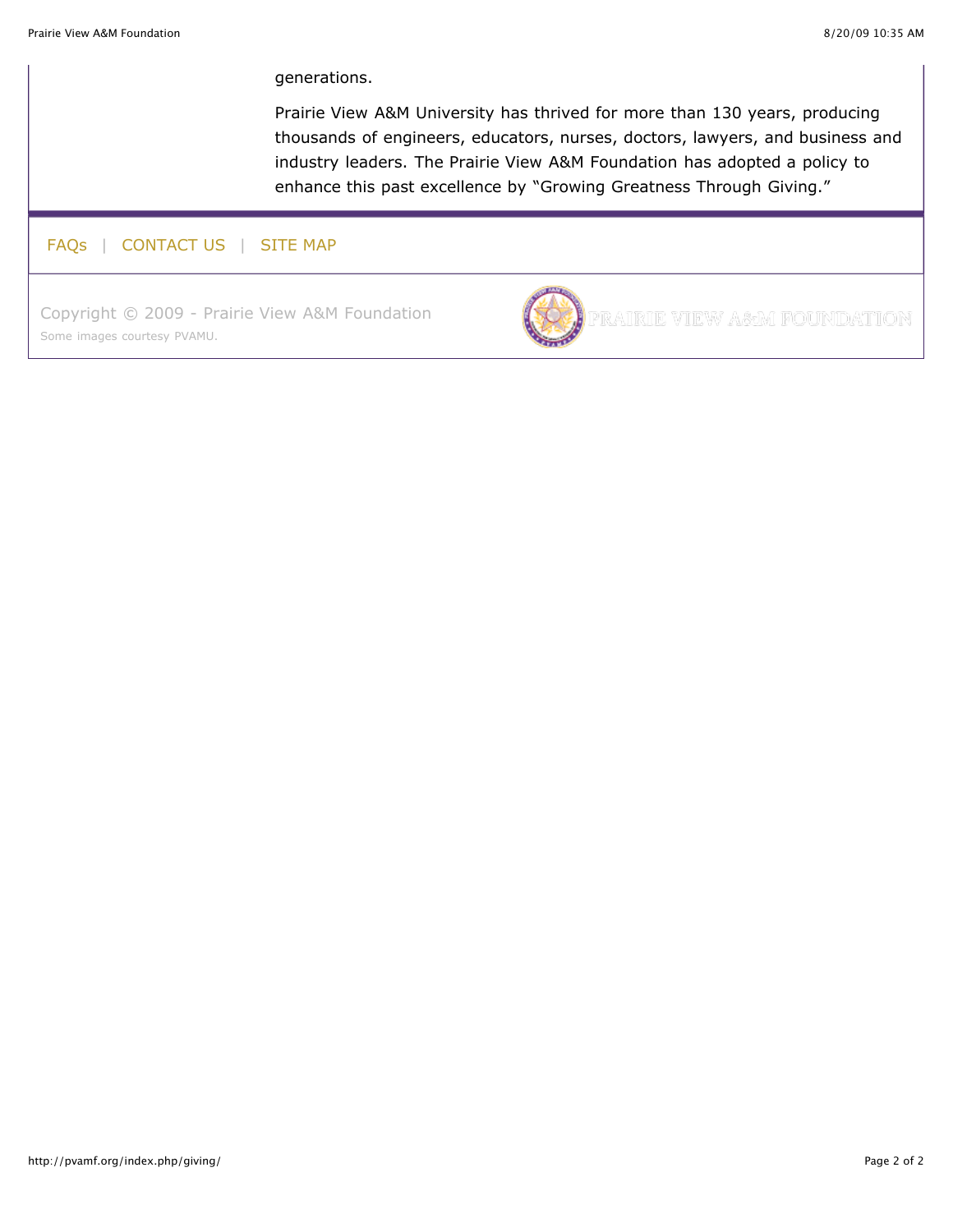generations.

Prairie View A&M University has thrived for more than 130 years, producing thousands of engineers, educators, nurses, doctors, lawyers, and business and industry leaders. The Prairie View A&M Foundation has adopted a policy to enhance this past excellence by "Growing Greatness Through Giving."

FAQs | CONTACT US | SITE MAP

Copyright © 2009 - Prairie View A&M Foundation
Some images courtesy PVAMU.

PRAIRIE VIEW A&M FOUNDATION